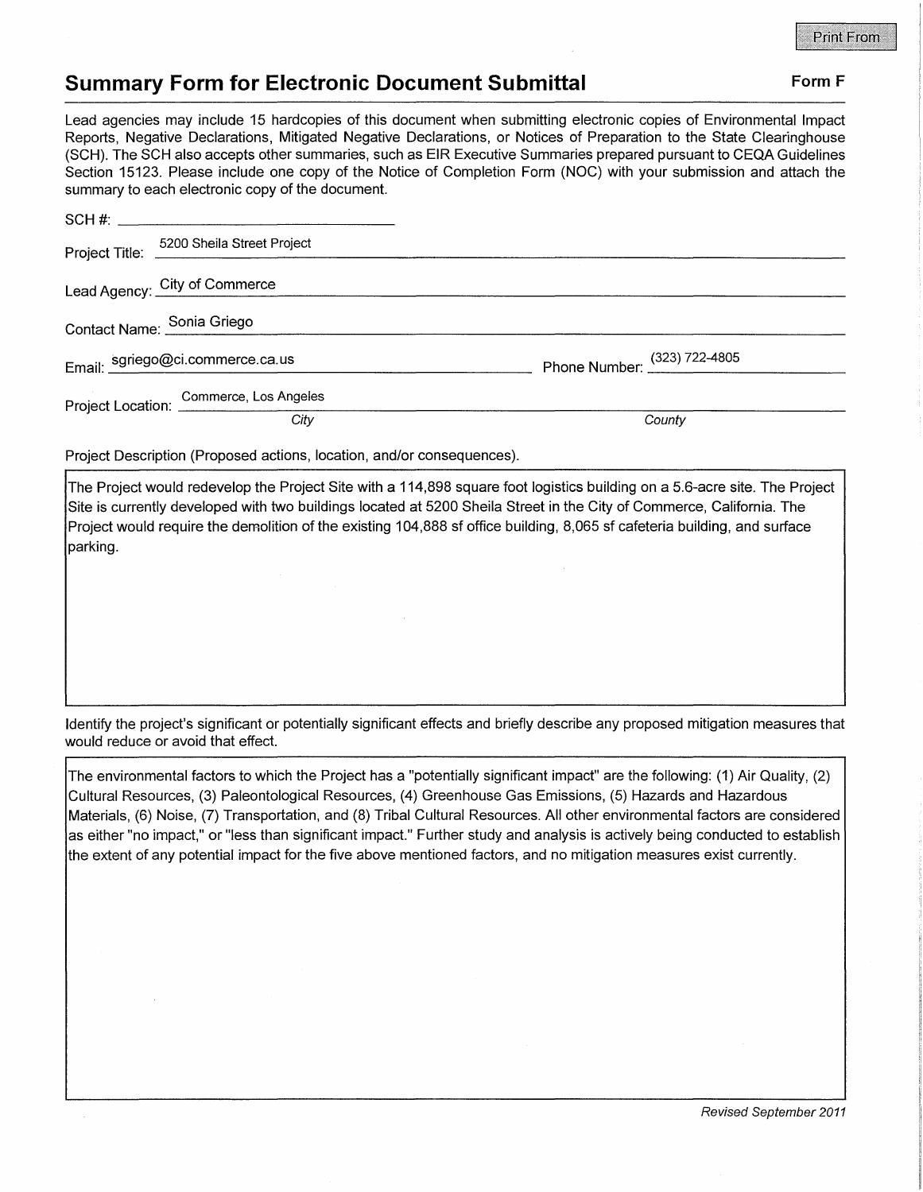## Summary Form for Electronic Document Submittal

**Form F**

Lead agencies may include 15 hardcopies of this document when submitting electronic copies of Environmental Impact Reports, Negative Declarations, Mitigated Negative Declarations, or Notices of Preparation to the State Clearinghouse (SCH). The SCH also accepts other summaries, such as EIR Executive Summaries prepared pursuant to CEQA Guidelines Section 15123. Please include one copy of the Notice of Completion Form (NOC) with your submission and attach the summary to each electronic copy of the document.

SCH #: ____________________

Project Title: 5200 Sheila Street Project

Lead Agency: City of Commerce

Contact Name: Sonia Griego

Email: sgriego@ci.commerce.ca.us Phone Number: (323) 722-4805

Project Location: Commerce, Los Angeles

*City* *County*

Project Description (Proposed actions, location, and/or consequences).

The Project would redevelop the Project Site with a 114,898 square foot logistics building on a 5.6-acre site. The Project Site is currently developed with two buildings located at 5200 Sheila Street in the City of Commerce, California. The Project would require the demolition of the existing 104,888 sf office building, 8,065 sf cafeteria building, and surface parking.

Identify the project's significant or potentially significant effects and briefly describe any proposed mitigation measures that would reduce or avoid that effect.

The environmental factors to which the Project has a "potentially significant impact" are the following: (1) Air Quality, (2) Cultural Resources, (3) Paleontological Resources, (4) Greenhouse Gas Emissions, (5) Hazards and Hazardous Materials, (6) Noise, (7) Transportation, and (8) Tribal Cultural Resources. All other environmental factors are considered as either "no impact," or "less than significant impact." Further study and analysis is actively being conducted to establish the extent of any potential impact for the five above mentioned factors, and no mitigation measures exist currently.

*Revised September 2011*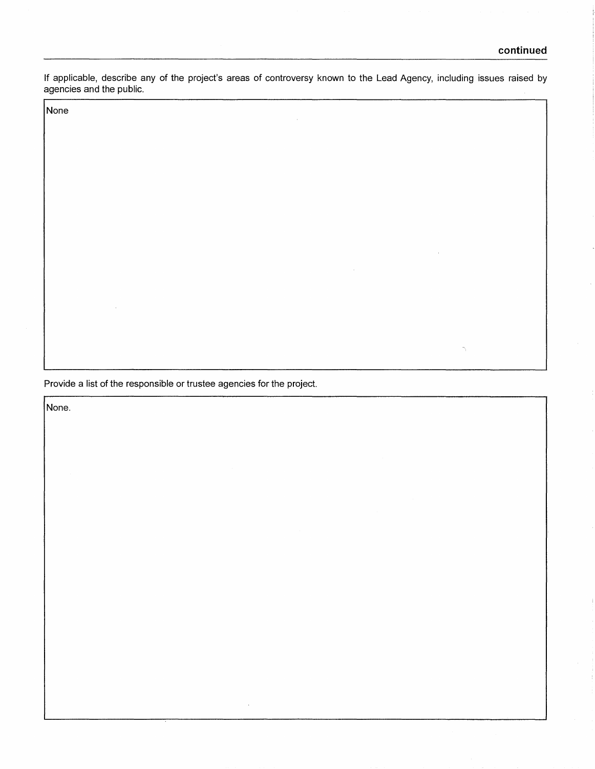**continued**

If applicable, describe any of the project's areas of controversy known to the Lead Agency, including issues raised by agencies and the public.

None

Provide a list of the responsible or trustee agencies for the project.

None.